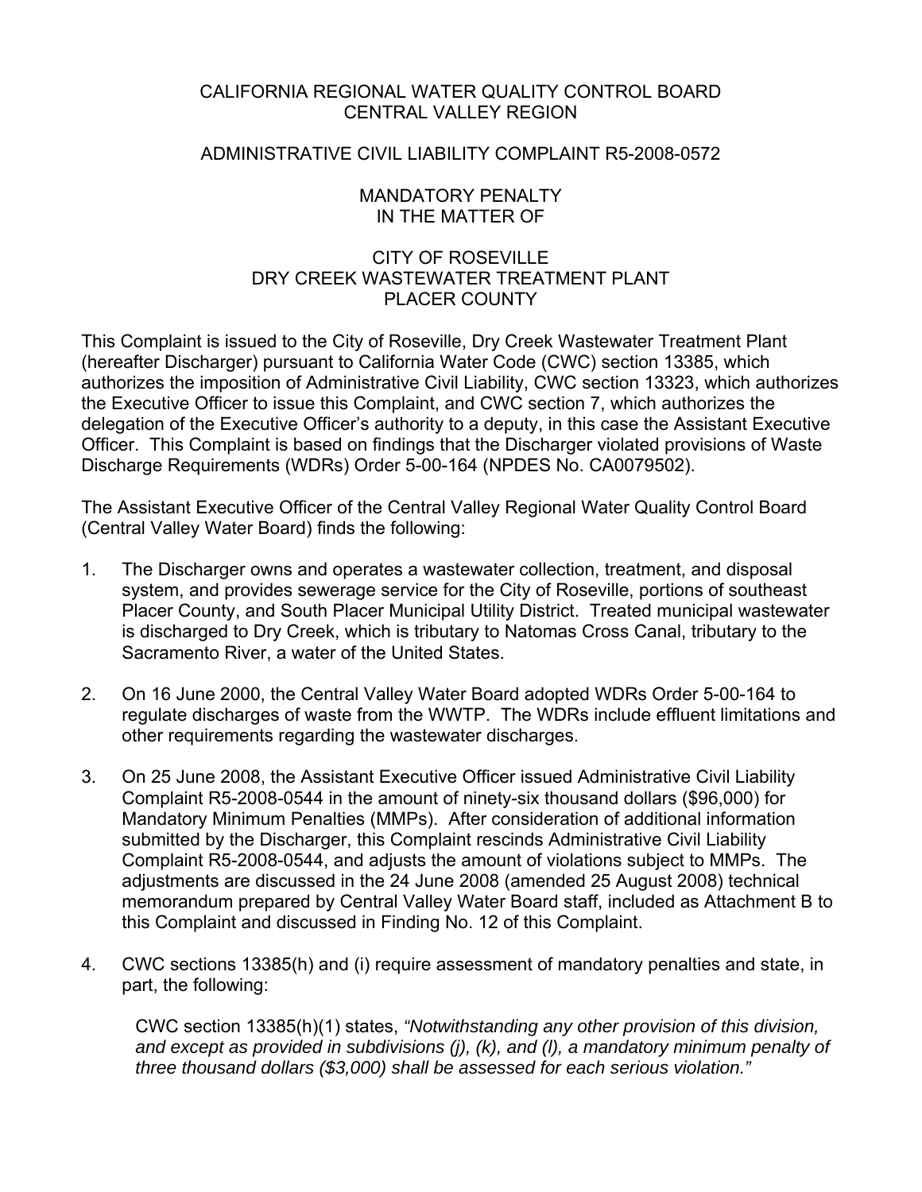# CALIFORNIA REGIONAL WATER QUALITY CONTROL BOARD
# CENTRAL VALLEY REGION

## ADMINISTRATIVE CIVIL LIABILITY COMPLAINT R5-2008-0572

## MANDATORY PENALTY
## IN THE MATTER OF

## CITY OF ROSEVILLE
## DRY CREEK WASTEWATER TREATMENT PLANT
## PLACER COUNTY

This Complaint is issued to the City of Roseville, Dry Creek Wastewater Treatment Plant (hereafter Discharger) pursuant to California Water Code (CWC) section 13385, which authorizes the imposition of Administrative Civil Liability, CWC section 13323, which authorizes the Executive Officer to issue this Complaint, and CWC section 7, which authorizes the delegation of the Executive Officer's authority to a deputy, in this case the Assistant Executive Officer. This Complaint is based on findings that the Discharger violated provisions of Waste Discharge Requirements (WDRs) Order 5-00-164 (NPDES No. CA0079502).

The Assistant Executive Officer of the Central Valley Regional Water Quality Control Board (Central Valley Water Board) finds the following:

1. The Discharger owns and operates a wastewater collection, treatment, and disposal system, and provides sewerage service for the City of Roseville, portions of southeast Placer County, and South Placer Municipal Utility District. Treated municipal wastewater is discharged to Dry Creek, which is tributary to Natomas Cross Canal, tributary to the Sacramento River, a water of the United States.

2. On 16 June 2000, the Central Valley Water Board adopted WDRs Order 5-00-164 to regulate discharges of waste from the WWTP. The WDRs include effluent limitations and other requirements regarding the wastewater discharges.

3. On 25 June 2008, the Assistant Executive Officer issued Administrative Civil Liability Complaint R5-2008-0544 in the amount of ninety-six thousand dollars ($96,000) for Mandatory Minimum Penalties (MMPs). After consideration of additional information submitted by the Discharger, this Complaint rescinds Administrative Civil Liability Complaint R5-2008-0544, and adjusts the amount of violations subject to MMPs. The adjustments are discussed in the 24 June 2008 (amended 25 August 2008) technical memorandum prepared by Central Valley Water Board staff, included as Attachment B to this Complaint and discussed in Finding No. 12 of this Complaint.

4. CWC sections 13385(h) and (i) require assessment of mandatory penalties and state, in part, the following:

   CWC section 13385(h)(1) states, *"Notwithstanding any other provision of this division, and except as provided in subdivisions (j), (k), and (l), a mandatory minimum penalty of three thousand dollars ($3,000) shall be assessed for each serious violation."*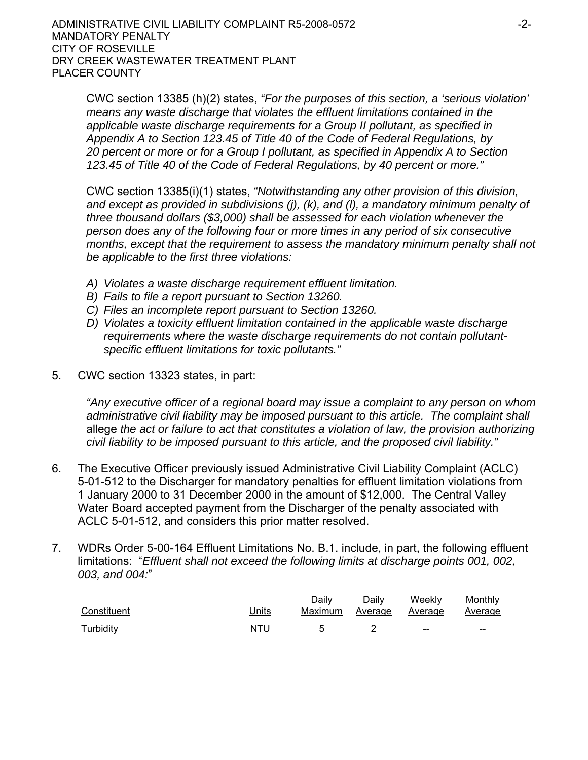CWC section 13385 (h)(2) states, *"For the purposes of this section, a 'serious violation' means any waste discharge that violates the effluent limitations contained in the applicable waste discharge requirements for a Group II pollutant, as specified in Appendix A to Section 123.45 of Title 40 of the Code of Federal Regulations, by 20 percent or more or for a Group I pollutant, as specified in Appendix A to Section 123.45 of Title 40 of the Code of Federal Regulations, by 40 percent or more."*

CWC section 13385(i)(1) states, *"Notwithstanding any other provision of this division, and except as provided in subdivisions (j), (k), and (l), a mandatory minimum penalty of three thousand dollars ($3,000) shall be assessed for each violation whenever the person does any of the following four or more times in any period of six consecutive months, except that the requirement to assess the mandatory minimum penalty shall not be applicable to the first three violations:*

*A) Violates a waste discharge requirement effluent limitation.*
*B) Fails to file a report pursuant to Section 13260.*
*C) Files an incomplete report pursuant to Section 13260.*
*D) Violates a toxicity effluent limitation contained in the applicable waste discharge requirements where the waste discharge requirements do not contain pollutant-specific effluent limitations for toxic pollutants."*

5. CWC section 13323 states, in part:

   *"Any executive officer of a regional board may issue a complaint to any person on whom administrative civil liability may be imposed pursuant to this article. The complaint shall* allege *the act or failure to act that constitutes a violation of law, the provision authorizing civil liability to be imposed pursuant to this article, and the proposed civil liability."*

6. The Executive Officer previously issued Administrative Civil Liability Complaint (ACLC) 5-01-512 to the Discharger for mandatory penalties for effluent limitation violations from 1 January 2000 to 31 December 2000 in the amount of $12,000. The Central Valley Water Board accepted payment from the Discharger of the penalty associated with ACLC 5-01-512, and considers this prior matter resolved.

7. WDRs Order 5-00-164 Effluent Limitations No. B.1. include, in part, the following effluent limitations: "*Effluent shall not exceed the following limits at discharge points 001, 002, 003, and 004:*"

| Constituent | Units | Daily Maximum | Daily Average | Weekly Average | Monthly Average |
|---|---|---|---|---|---|
| Turbidity | NTU | 5 | 2 | -- | -- |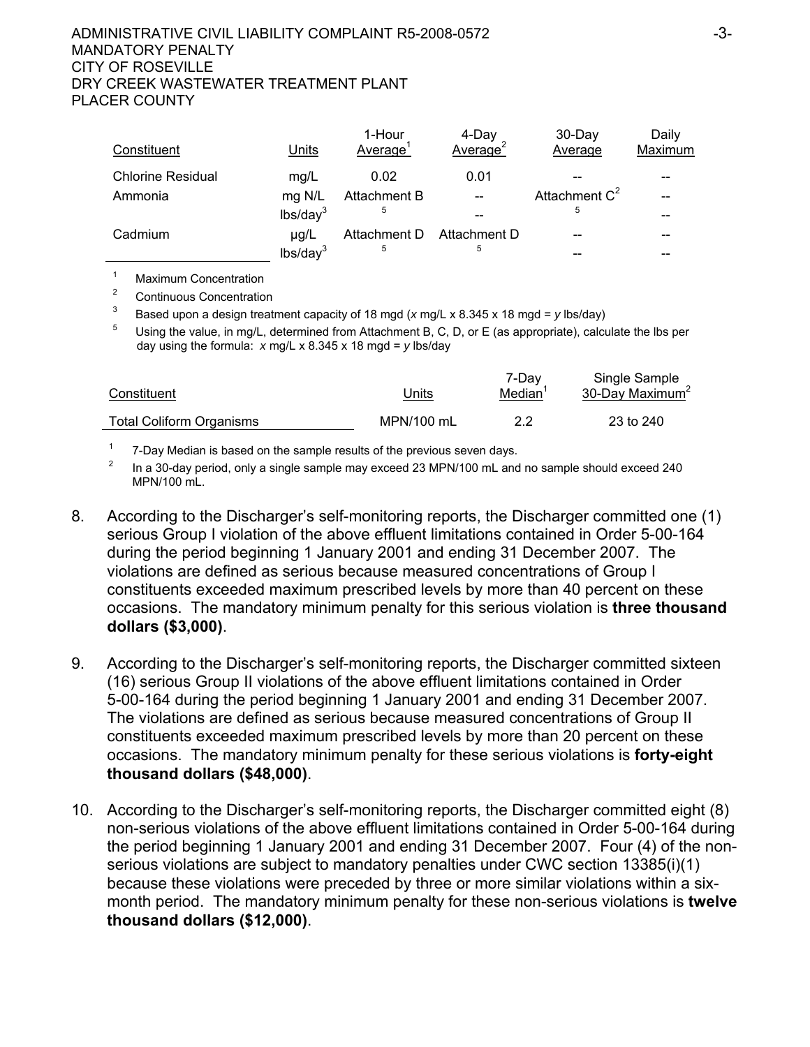| Constituent | Units | 1-Hour Average[1] | 4-Day Average[2] | 30-Day Average | Daily Maximum |
|---|---|---|---|---|---|
| Chlorine Residual | mg/L | 0.02 | 0.01 | -- | -- |
| Ammonia | mg N/L | Attachment B | -- | Attachment C[2] | -- |
| | lbs/day[3] | [5] | -- | [5] | -- |
| Cadmium | µg/L | Attachment D | Attachment D | -- | -- |
| | lbs/day[3] | [5] | [5] | -- | -- |

[1] Maximum Concentration

[2] Continuous Concentration

[3] Based upon a design treatment capacity of 18 mgd ($x$ mg/L x 8.345 x 18 mgd = $y$ lbs/day)

[5] Using the value, in mg/L, determined from Attachment B, C, D, or E (as appropriate), calculate the lbs per day using the formula: $x$ mg/L x 8.345 x 18 mgd = $y$ lbs/day

| Constituent | Units | 7-Day Median[1] | Single Sample 30-Day Maximum[2] |
|---|---|---|---|
| Total Coliform Organisms | MPN/100 mL | 2.2 | 23 to 240 |

[1] 7-Day Median is based on the sample results of the previous seven days.

[2] In a 30-day period, only a single sample may exceed 23 MPN/100 mL and no sample should exceed 240 MPN/100 mL.

8. According to the Discharger's self-monitoring reports, the Discharger committed one (1) serious Group I violation of the above effluent limitations contained in Order 5-00-164 during the period beginning 1 January 2001 and ending 31 December 2007. The violations are defined as serious because measured concentrations of Group I constituents exceeded maximum prescribed levels by more than 40 percent on these occasions. The mandatory minimum penalty for this serious violation is **three thousand dollars ($3,000)**.

9. According to the Discharger's self-monitoring reports, the Discharger committed sixteen (16) serious Group II violations of the above effluent limitations contained in Order 5-00-164 during the period beginning 1 January 2001 and ending 31 December 2007. The violations are defined as serious because measured concentrations of Group II constituents exceeded maximum prescribed levels by more than 20 percent on these occasions. The mandatory minimum penalty for these serious violations is **forty-eight thousand dollars ($48,000)**.

10. According to the Discharger's self-monitoring reports, the Discharger committed eight (8) non-serious violations of the above effluent limitations contained in Order 5-00-164 during the period beginning 1 January 2001 and ending 31 December 2007. Four (4) of the non-serious violations are subject to mandatory penalties under CWC section 13385(i)(1) because these violations were preceded by three or more similar violations within a six-month period. The mandatory minimum penalty for these non-serious violations is **twelve thousand dollars ($12,000)**.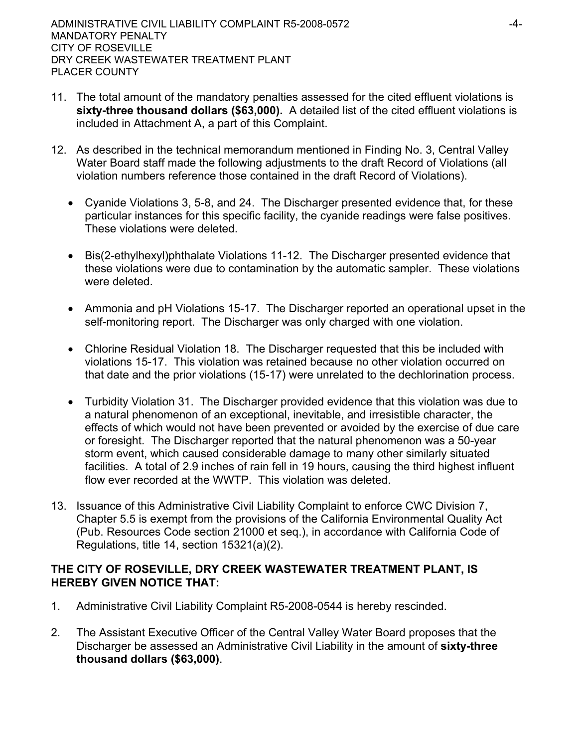11. The total amount of the mandatory penalties assessed for the cited effluent violations is **sixty-three thousand dollars ($63,000).** A detailed list of the cited effluent violations is included in Attachment A, a part of this Complaint.

12. As described in the technical memorandum mentioned in Finding No. 3, Central Valley Water Board staff made the following adjustments to the draft Record of Violations (all violation numbers reference those contained in the draft Record of Violations).

    - Cyanide Violations 3, 5-8, and 24. The Discharger presented evidence that, for these particular instances for this specific facility, the cyanide readings were false positives. These violations were deleted.

    - Bis(2-ethylhexyl)phthalate Violations 11-12. The Discharger presented evidence that these violations were due to contamination by the automatic sampler. These violations were deleted.

    - Ammonia and pH Violations 15-17. The Discharger reported an operational upset in the self-monitoring report. The Discharger was only charged with one violation.

    - Chlorine Residual Violation 18. The Discharger requested that this be included with violations 15-17. This violation was retained because no other violation occurred on that date and the prior violations (15-17) were unrelated to the dechlorination process.

    - Turbidity Violation 31. The Discharger provided evidence that this violation was due to a natural phenomenon of an exceptional, inevitable, and irresistible character, the effects of which would not have been prevented or avoided by the exercise of due care or foresight. The Discharger reported that the natural phenomenon was a 50-year storm event, which caused considerable damage to many other similarly situated facilities. A total of 2.9 inches of rain fell in 19 hours, causing the third highest influent flow ever recorded at the WWTP. This violation was deleted.

13. Issuance of this Administrative Civil Liability Complaint to enforce CWC Division 7, Chapter 5.5 is exempt from the provisions of the California Environmental Quality Act (Pub. Resources Code section 21000 et seq.), in accordance with California Code of Regulations, title 14, section 15321(a)(2).

**THE CITY OF ROSEVILLE, DRY CREEK WASTEWATER TREATMENT PLANT, IS HEREBY GIVEN NOTICE THAT:**

1. Administrative Civil Liability Complaint R5-2008-0544 is hereby rescinded.

2. The Assistant Executive Officer of the Central Valley Water Board proposes that the Discharger be assessed an Administrative Civil Liability in the amount of **sixty-three thousand dollars ($63,000)**.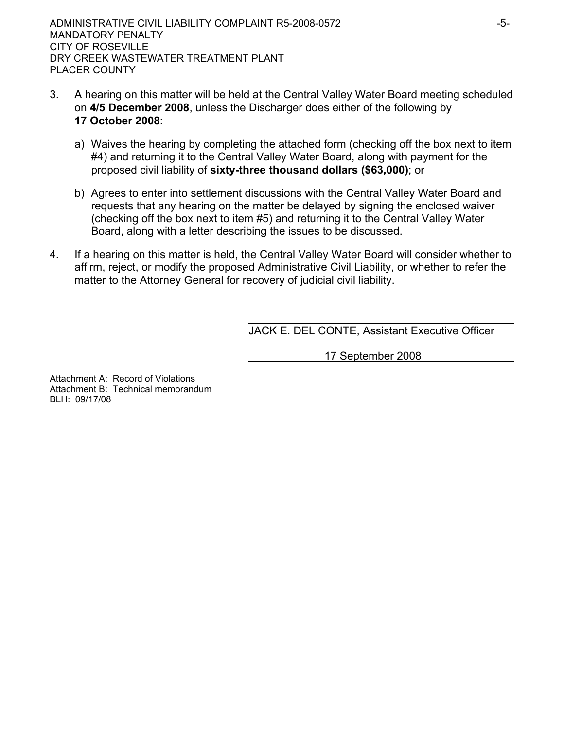3. A hearing on this matter will be held at the Central Valley Water Board meeting scheduled on **4/5 December 2008**, unless the Discharger does either of the following by **17 October 2008**:

   a) Waives the hearing by completing the attached form (checking off the box next to item #4) and returning it to the Central Valley Water Board, along with payment for the proposed civil liability of **sixty-three thousand dollars ($63,000)**; or

   b) Agrees to enter into settlement discussions with the Central Valley Water Board and requests that any hearing on the matter be delayed by signing the enclosed waiver (checking off the box next to item #5) and returning it to the Central Valley Water Board, along with a letter describing the issues to be discussed.

4. If a hearing on this matter is held, the Central Valley Water Board will consider whether to affirm, reject, or modify the proposed Administrative Civil Liability, or whether to refer the matter to the Attorney General for recovery of judicial civil liability.

JACK E. DEL CONTE, Assistant Executive Officer

17 September 2008

Attachment A: Record of Violations
Attachment B: Technical memorandum
BLH: 09/17/08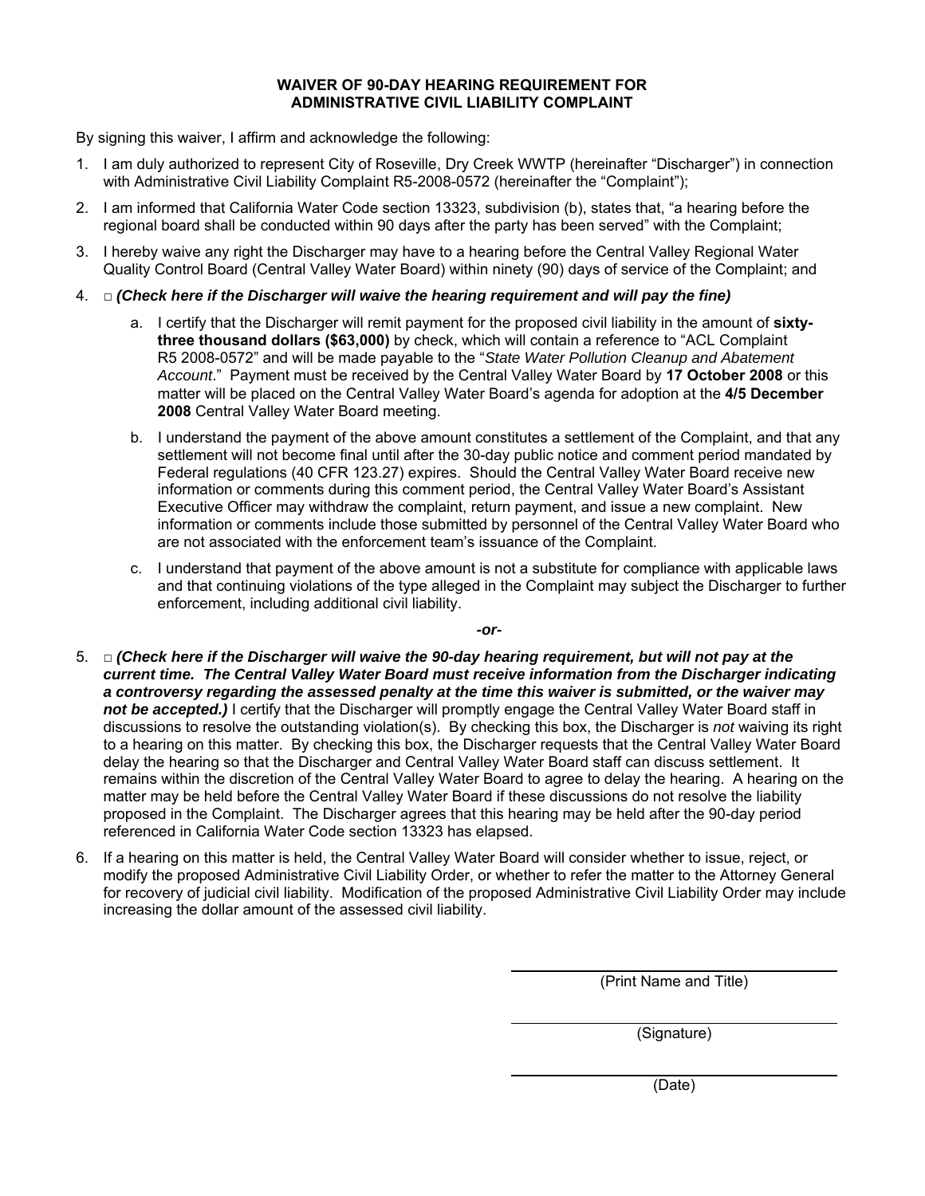## WAIVER OF 90-DAY HEARING REQUIREMENT FOR ADMINISTRATIVE CIVIL LIABILITY COMPLAINT

By signing this waiver, I affirm and acknowledge the following:

1. I am duly authorized to represent City of Roseville, Dry Creek WWTP (hereinafter "Discharger") in connection with Administrative Civil Liability Complaint R5-2008-0572 (hereinafter the "Complaint");

2. I am informed that California Water Code section 13323, subdivision (b), states that, "a hearing before the regional board shall be conducted within 90 days after the party has been served" with the Complaint;

3. I hereby waive any right the Discharger may have to a hearing before the Central Valley Regional Water Quality Control Board (Central Valley Water Board) within ninety (90) days of service of the Complaint; and

4. □ ***(Check here if the Discharger will waive the hearing requirement and will pay the fine)***

   a. I certify that the Discharger will remit payment for the proposed civil liability in the amount of **sixty-three thousand dollars ($63,000)** by check, which will contain a reference to "ACL Complaint R5 2008-0572" and will be made payable to the "*State Water Pollution Cleanup and Abatement Account*." Payment must be received by the Central Valley Water Board by **17 October 2008** or this matter will be placed on the Central Valley Water Board's agenda for adoption at the **4/5 December 2008** Central Valley Water Board meeting.

   b. I understand the payment of the above amount constitutes a settlement of the Complaint, and that any settlement will not become final until after the 30-day public notice and comment period mandated by Federal regulations (40 CFR 123.27) expires. Should the Central Valley Water Board receive new information or comments during this comment period, the Central Valley Water Board's Assistant Executive Officer may withdraw the complaint, return payment, and issue a new complaint. New information or comments include those submitted by personnel of the Central Valley Water Board who are not associated with the enforcement team's issuance of the Complaint.

   c. I understand that payment of the above amount is not a substitute for compliance with applicable laws and that continuing violations of the type alleged in the Complaint may subject the Discharger to further enforcement, including additional civil liability.

***-or-***

5. □ ***(Check here if the Discharger will waive the 90-day hearing requirement, but will not pay at the current time. The Central Valley Water Board must receive information from the Discharger indicating a controversy regarding the assessed penalty at the time this waiver is submitted, or the waiver may not be accepted.)*** I certify that the Discharger will promptly engage the Central Valley Water Board staff in discussions to resolve the outstanding violation(s). By checking this box, the Discharger is *not* waiving its right to a hearing on this matter. By checking this box, the Discharger requests that the Central Valley Water Board delay the hearing so that the Discharger and Central Valley Water Board staff can discuss settlement. It remains within the discretion of the Central Valley Water Board to agree to delay the hearing. A hearing on the matter may be held before the Central Valley Water Board if these discussions do not resolve the liability proposed in the Complaint. The Discharger agrees that this hearing may be held after the 90-day period referenced in California Water Code section 13323 has elapsed.

6. If a hearing on this matter is held, the Central Valley Water Board will consider whether to issue, reject, or modify the proposed Administrative Civil Liability Order, or whether to refer the matter to the Attorney General for recovery of judicial civil liability. Modification of the proposed Administrative Civil Liability Order may include increasing the dollar amount of the assessed civil liability.

\_\_\_\_\_\_\_\_\_\_\_\_\_\_\_\_\_\_\_\_\_\_\_\_\_\_\_\_\_\_
(Print Name and Title)

\_\_\_\_\_\_\_\_\_\_\_\_\_\_\_\_\_\_\_\_\_\_\_\_\_\_\_\_\_\_
(Signature)

\_\_\_\_\_\_\_\_\_\_\_\_\_\_\_\_\_\_\_\_\_\_\_\_\_\_\_\_\_\_
(Date)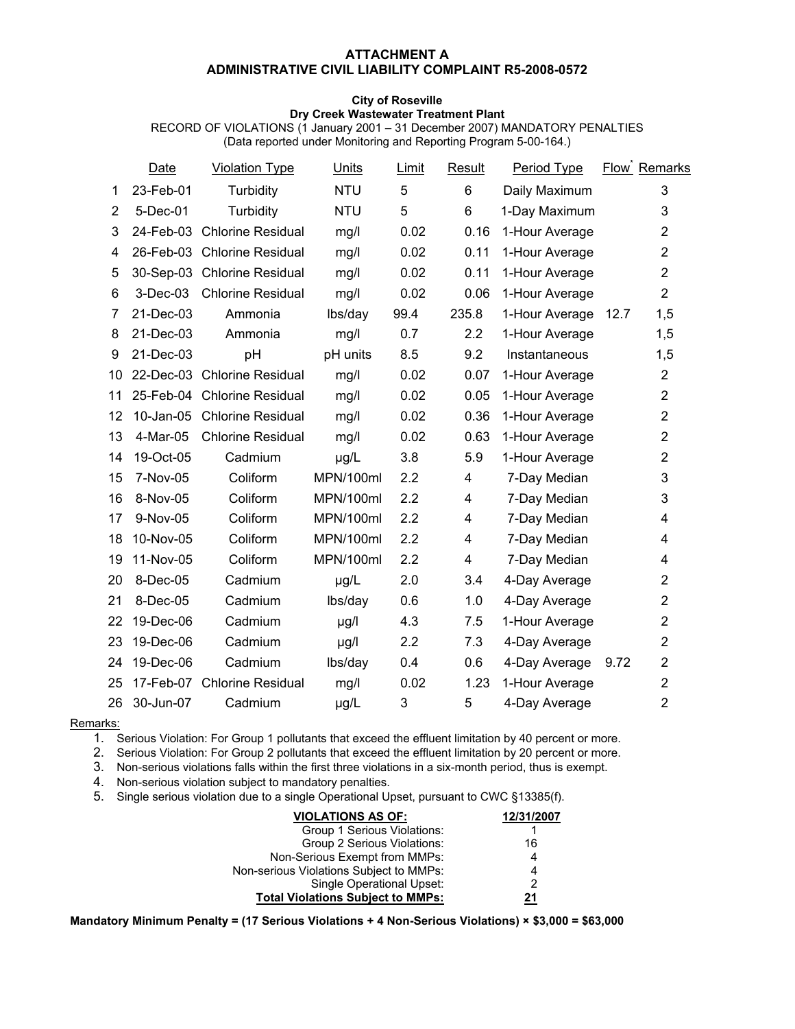**ATTACHMENT A**
**ADMINISTRATIVE CIVIL LIABILITY COMPLAINT R5-2008-0572**

**City of Roseville**
**Dry Creek Wastewater Treatment Plant**
RECORD OF VIOLATIONS (1 January 2001 – 31 December 2007) MANDATORY PENALTIES
(Data reported under Monitoring and Reporting Program 5-00-164.)

| | Date | Violation Type | Units | Limit | Result | Period Type | Flow* | Remarks |
|---|---|---|---|---|---|---|---|---|
| 1 | 23-Feb-01 | Turbidity | NTU | 5 | 6 | Daily Maximum | | 3 |
| 2 | 5-Dec-01 | Turbidity | NTU | 5 | 6 | 1-Day Maximum | | 3 |
| 3 | 24-Feb-03 | Chlorine Residual | mg/l | 0.02 | 0.16 | 1-Hour Average | | 2 |
| 4 | 26-Feb-03 | Chlorine Residual | mg/l | 0.02 | 0.11 | 1-Hour Average | | 2 |
| 5 | 30-Sep-03 | Chlorine Residual | mg/l | 0.02 | 0.11 | 1-Hour Average | | 2 |
| 6 | 3-Dec-03 | Chlorine Residual | mg/l | 0.02 | 0.06 | 1-Hour Average | | 2 |
| 7 | 21-Dec-03 | Ammonia | lbs/day | 99.4 | 235.8 | 1-Hour Average | 12.7 | 1,5 |
| 8 | 21-Dec-03 | Ammonia | mg/l | 0.7 | 2.2 | 1-Hour Average | | 1,5 |
| 9 | 21-Dec-03 | pH | pH units | 8.5 | 9.2 | Instantaneous | | 1,5 |
| 10 | 22-Dec-03 | Chlorine Residual | mg/l | 0.02 | 0.07 | 1-Hour Average | | 2 |
| 11 | 25-Feb-04 | Chlorine Residual | mg/l | 0.02 | 0.05 | 1-Hour Average | | 2 |
| 12 | 10-Jan-05 | Chlorine Residual | mg/l | 0.02 | 0.36 | 1-Hour Average | | 2 |
| 13 | 4-Mar-05 | Chlorine Residual | mg/l | 0.02 | 0.63 | 1-Hour Average | | 2 |
| 14 | 19-Oct-05 | Cadmium | µg/L | 3.8 | 5.9 | 1-Hour Average | | 2 |
| 15 | 7-Nov-05 | Coliform | MPN/100ml | 2.2 | 4 | 7-Day Median | | 3 |
| 16 | 8-Nov-05 | Coliform | MPN/100ml | 2.2 | 4 | 7-Day Median | | 3 |
| 17 | 9-Nov-05 | Coliform | MPN/100ml | 2.2 | 4 | 7-Day Median | | 4 |
| 18 | 10-Nov-05 | Coliform | MPN/100ml | 2.2 | 4 | 7-Day Median | | 4 |
| 19 | 11-Nov-05 | Coliform | MPN/100ml | 2.2 | 4 | 7-Day Median | | 4 |
| 20 | 8-Dec-05 | Cadmium | µg/L | 2.0 | 3.4 | 4-Day Average | | 2 |
| 21 | 8-Dec-05 | Cadmium | lbs/day | 0.6 | 1.0 | 4-Day Average | | 2 |
| 22 | 19-Dec-06 | Cadmium | µg/l | 4.3 | 7.5 | 1-Hour Average | | 2 |
| 23 | 19-Dec-06 | Cadmium | µg/l | 2.2 | 7.3 | 4-Day Average | | 2 |
| 24 | 19-Dec-06 | Cadmium | lbs/day | 0.4 | 0.6 | 4-Day Average | 9.72 | 2 |
| 25 | 17-Feb-07 | Chlorine Residual | mg/l | 0.02 | 1.23 | 1-Hour Average | | 2 |
| 26 | 30-Jun-07 | Cadmium | µg/L | 3 | 5 | 4-Day Average | | 2 |

Remarks:

1. Serious Violation: For Group 1 pollutants that exceed the effluent limitation by 40 percent or more.
2. Serious Violation: For Group 2 pollutants that exceed the effluent limitation by 20 percent or more.
3. Non-serious violations falls within the first three violations in a six-month period, thus is exempt.
4. Non-serious violation subject to mandatory penalties.
5. Single serious violation due to a single Operational Upset, pursuant to CWC §13385(f).

| **VIOLATIONS AS OF:** | **12/31/2007** |
|---|---|
| Group 1 Serious Violations: | 1 |
| Group 2 Serious Violations: | 16 |
| Non-Serious Exempt from MMPs: | 4 |
| Non-serious Violations Subject to MMPs: | 4 |
| Single Operational Upset: | 2 |
| **Total Violations Subject to MMPs:** | **21** |

**Mandatory Minimum Penalty = (17 Serious Violations + 4 Non-Serious Violations) × $3,000 = $63,000**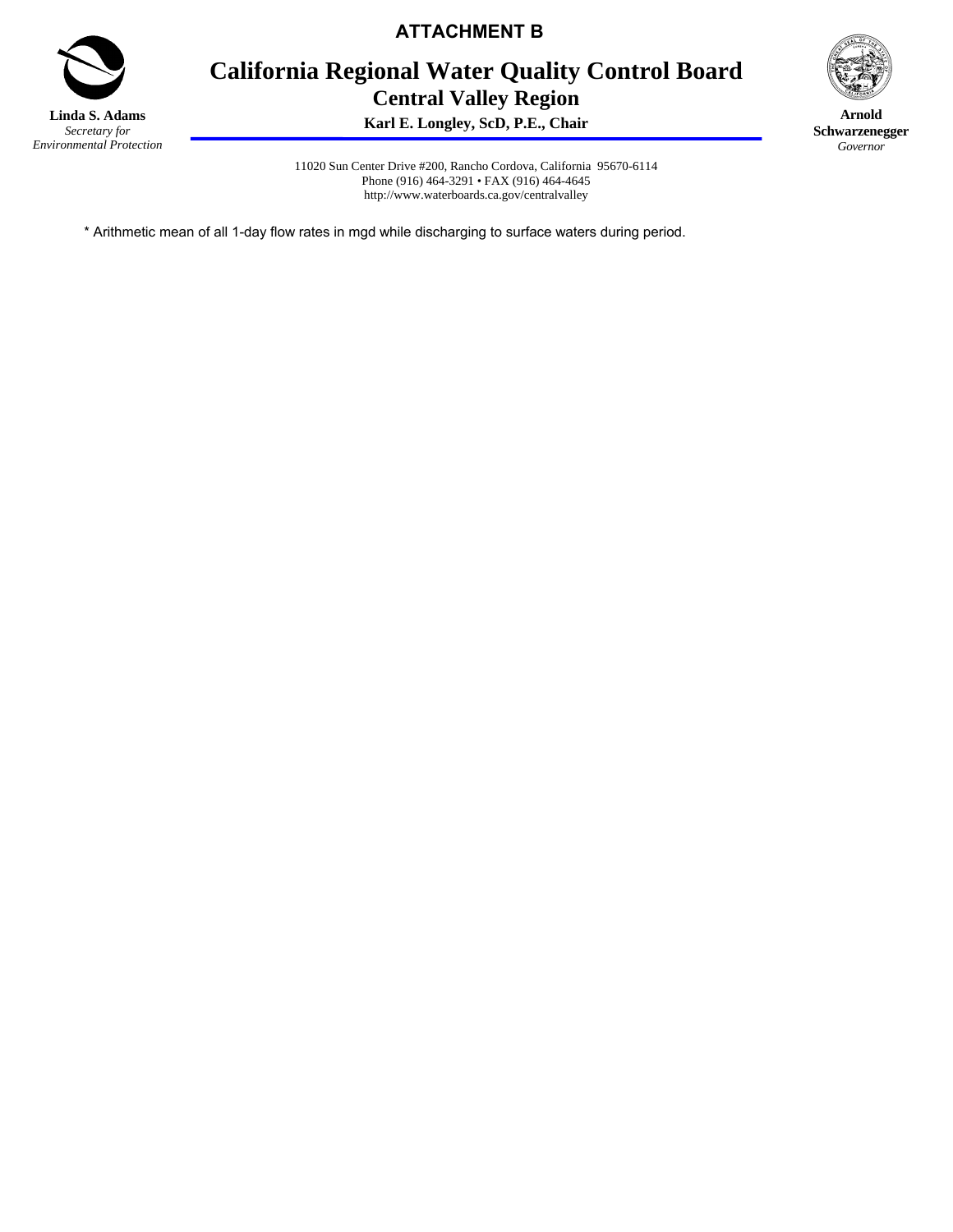# ATTACHMENT B

## California Regional Water Quality Control Board
### Central Valley Region
**Karl E. Longley, ScD, P.E., Chair**

**Linda S. Adams**
*Secretary for Environmental Protection*

**Arnold Schwarzenegger**
*Governor*

11020 Sun Center Drive #200, Rancho Cordova, California 95670-6114
Phone (916) 464-3291 • FAX (916) 464-4645
http://www.waterboards.ca.gov/centralvalley

* Arithmetic mean of all 1-day flow rates in mgd while discharging to surface waters during period.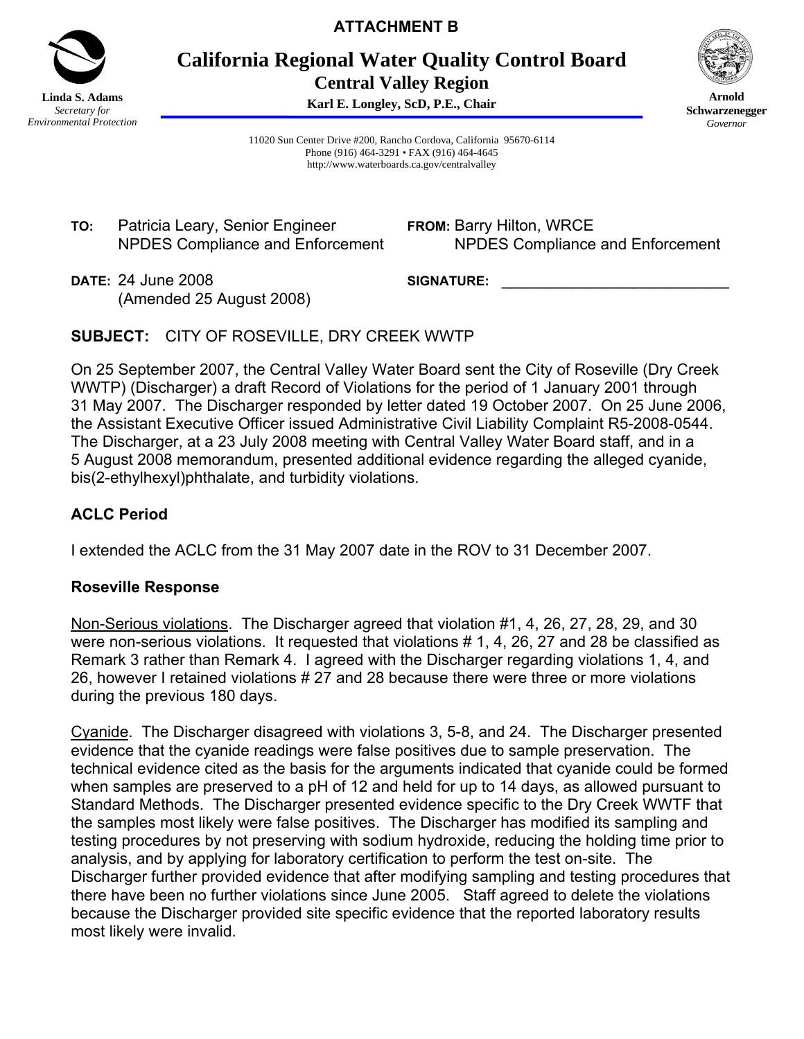**ATTACHMENT B**

Linda S. Adams
*Secretary for Environmental Protection*

# California Regional Water Quality Control Board
## Central Valley Region

**Karl E. Longley, ScD, P.E., Chair**

Arnold Schwarzenegger
*Governor*

11020 Sun Center Drive #200, Rancho Cordova, California 95670-6114
Phone (916) 464-3291 • FAX (916) 464-4645
http://www.waterboards.ca.gov/centralvalley

**TO:** Patricia Leary, Senior Engineer
NPDES Compliance and Enforcement

**FROM:** Barry Hilton, WRCE
NPDES Compliance and Enforcement

**DATE:** 24 June 2008
(Amended 25 August 2008)

**SIGNATURE:** ____________________________

**SUBJECT:** CITY OF ROSEVILLE, DRY CREEK WWTP

On 25 September 2007, the Central Valley Water Board sent the City of Roseville (Dry Creek WWTP) (Discharger) a draft Record of Violations for the period of 1 January 2001 through 31 May 2007. The Discharger responded by letter dated 19 October 2007. On 25 June 2006, the Assistant Executive Officer issued Administrative Civil Liability Complaint R5-2008-0544. The Discharger, at a 23 July 2008 meeting with Central Valley Water Board staff, and in a 5 August 2008 memorandum, presented additional evidence regarding the alleged cyanide, bis(2-ethylhexyl)phthalate, and turbidity violations.

### ACLC Period

I extended the ACLC from the 31 May 2007 date in the ROV to 31 December 2007.

### Roseville Response

Non-Serious violations. The Discharger agreed that violation #1, 4, 26, 27, 28, 29, and 30 were non-serious violations. It requested that violations # 1, 4, 26, 27 and 28 be classified as Remark 3 rather than Remark 4. I agreed with the Discharger regarding violations 1, 4, and 26, however I retained violations # 27 and 28 because there were three or more violations during the previous 180 days.

Cyanide. The Discharger disagreed with violations 3, 5-8, and 24. The Discharger presented evidence that the cyanide readings were false positives due to sample preservation. The technical evidence cited as the basis for the arguments indicated that cyanide could be formed when samples are preserved to a pH of 12 and held for up to 14 days, as allowed pursuant to Standard Methods. The Discharger presented evidence specific to the Dry Creek WWTF that the samples most likely were false positives. The Discharger has modified its sampling and testing procedures by not preserving with sodium hydroxide, reducing the holding time prior to analysis, and by applying for laboratory certification to perform the test on-site. The Discharger further provided evidence that after modifying sampling and testing procedures that there have been no further violations since June 2005. Staff agreed to delete the violations because the Discharger provided site specific evidence that the reported laboratory results most likely were invalid.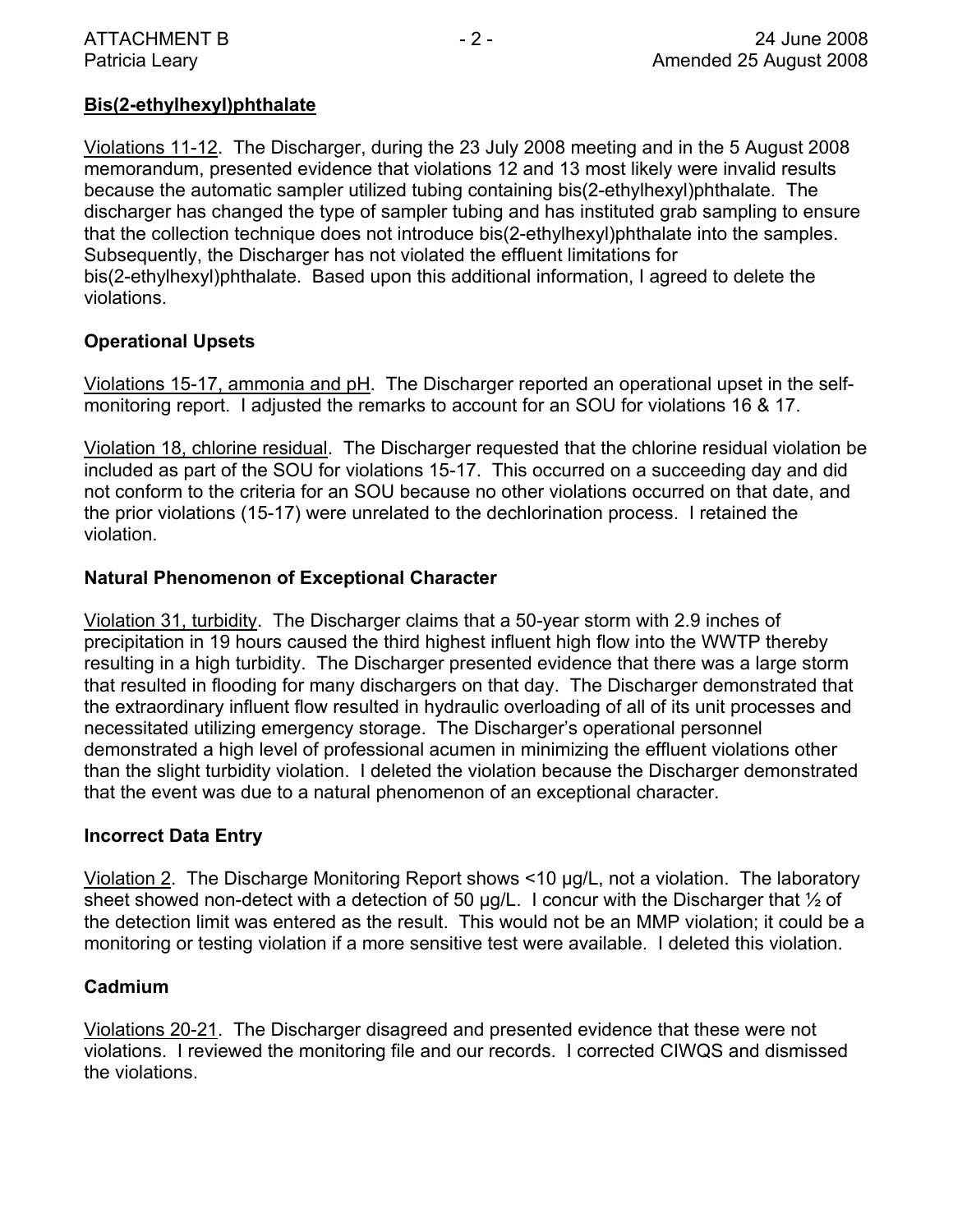**Bis(2-ethylhexyl)phthalate**

Violations 11-12. The Discharger, during the 23 July 2008 meeting and in the 5 August 2008 memorandum, presented evidence that violations 12 and 13 most likely were invalid results because the automatic sampler utilized tubing containing bis(2-ethylhexyl)phthalate. The discharger has changed the type of sampler tubing and has instituted grab sampling to ensure that the collection technique does not introduce bis(2-ethylhexyl)phthalate into the samples. Subsequently, the Discharger has not violated the effluent limitations for bis(2-ethylhexyl)phthalate. Based upon this additional information, I agreed to delete the violations.

**Operational Upsets**

Violations 15-17, ammonia and pH. The Discharger reported an operational upset in the self-monitoring report. I adjusted the remarks to account for an SOU for violations 16 & 17.

Violation 18, chlorine residual. The Discharger requested that the chlorine residual violation be included as part of the SOU for violations 15-17. This occurred on a succeeding day and did not conform to the criteria for an SOU because no other violations occurred on that date, and the prior violations (15-17) were unrelated to the dechlorination process. I retained the violation.

**Natural Phenomenon of Exceptional Character**

Violation 31, turbidity. The Discharger claims that a 50-year storm with 2.9 inches of precipitation in 19 hours caused the third highest influent high flow into the WWTP thereby resulting in a high turbidity. The Discharger presented evidence that there was a large storm that resulted in flooding for many dischargers on that day. The Discharger demonstrated that the extraordinary influent flow resulted in hydraulic overloading of all of its unit processes and necessitated utilizing emergency storage. The Discharger's operational personnel demonstrated a high level of professional acumen in minimizing the effluent violations other than the slight turbidity violation. I deleted the violation because the Discharger demonstrated that the event was due to a natural phenomenon of an exceptional character.

**Incorrect Data Entry**

Violation 2. The Discharge Monitoring Report shows <10 µg/L, not a violation. The laboratory sheet showed non-detect with a detection of 50 µg/L. I concur with the Discharger that ½ of the detection limit was entered as the result. This would not be an MMP violation; it could be a monitoring or testing violation if a more sensitive test were available. I deleted this violation.

**Cadmium**

Violations 20-21. The Discharger disagreed and presented evidence that these were not violations. I reviewed the monitoring file and our records. I corrected CIWQS and dismissed the violations.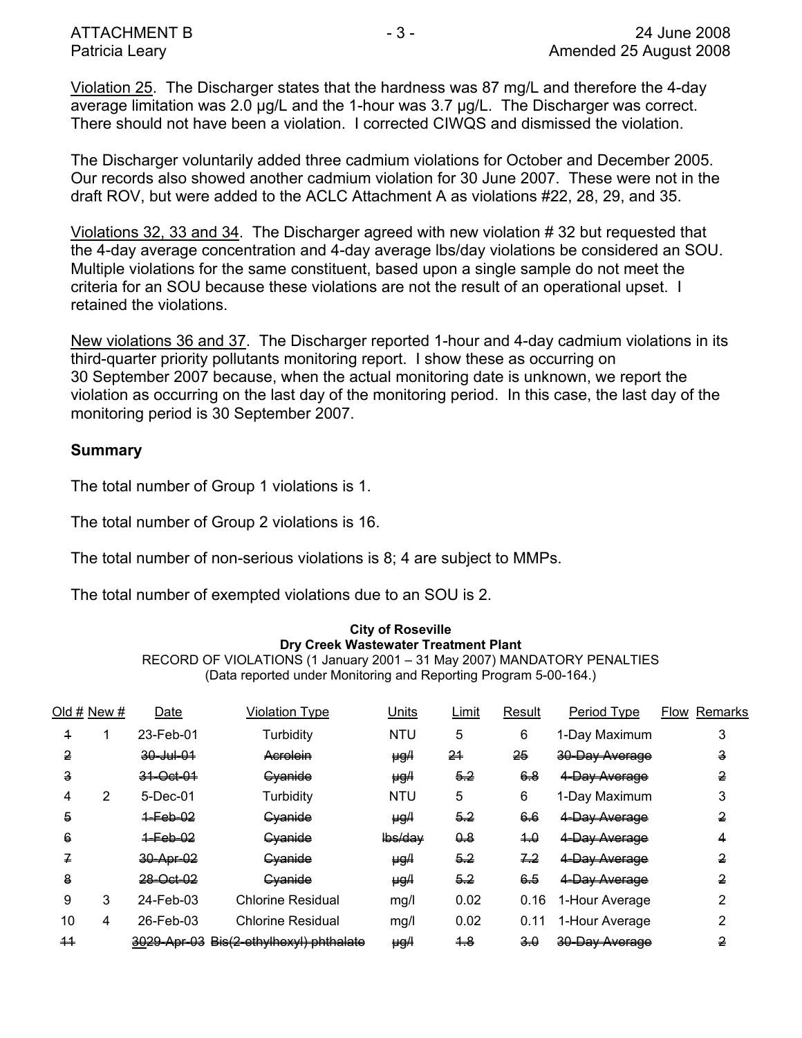Violation 25. The Discharger states that the hardness was 87 mg/L and therefore the 4-day average limitation was 2.0 µg/L and the 1-hour was 3.7 µg/L. The Discharger was correct. There should not have been a violation. I corrected CIWQS and dismissed the violation.

The Discharger voluntarily added three cadmium violations for October and December 2005. Our records also showed another cadmium violation for 30 June 2007. These were not in the draft ROV, but were added to the ACLC Attachment A as violations #22, 28, 29, and 35.

Violations 32, 33 and 34. The Discharger agreed with new violation # 32 but requested that the 4-day average concentration and 4-day average lbs/day violations be considered an SOU. Multiple violations for the same constituent, based upon a single sample do not meet the criteria for an SOU because these violations are not the result of an operational upset. I retained the violations.

New violations 36 and 37. The Discharger reported 1-hour and 4-day cadmium violations in its third-quarter priority pollutants monitoring report. I show these as occurring on 30 September 2007 because, when the actual monitoring date is unknown, we report the violation as occurring on the last day of the monitoring period. In this case, the last day of the monitoring period is 30 September 2007.

**Summary**

The total number of Group 1 violations is 1.

The total number of Group 2 violations is 16.

The total number of non-serious violations is 8; 4 are subject to MMPs.

The total number of exempted violations due to an SOU is 2.

**City of Roseville**
**Dry Creek Wastewater Treatment Plant**
RECORD OF VIOLATIONS (1 January 2001 – 31 May 2007) MANDATORY PENALTIES
(Data reported under Monitoring and Reporting Program 5-00-164.)

| Old # | New # | Date | Violation Type | Units | Limit | Result | Period Type | Flow | Remarks |
|---|---|---|---|---|---|---|---|---|---|
| ~~1~~ | 1 | 23-Feb-01 | Turbidity | NTU | 5 | 6 | 1-Day Maximum | | 3 |
| ~~2~~ | | ~~30-Jul-01~~ | ~~Acrolein~~ | ~~µg/l~~ | ~~21~~ | ~~25~~ | ~~30-Day Average~~ | | ~~3~~ |
| ~~3~~ | | ~~31-Oct-01~~ | ~~Cyanide~~ | ~~µg/l~~ | ~~5.2~~ | ~~6.8~~ | ~~4-Day Average~~ | | ~~2~~ |
| 4 | 2 | 5-Dec-01 | Turbidity | NTU | 5 | 6 | 1-Day Maximum | | 3 |
| ~~5~~ | | ~~1-Feb-02~~ | ~~Cyanide~~ | ~~µg/l~~ | ~~5.2~~ | ~~6.6~~ | ~~4-Day Average~~ | | ~~2~~ |
| ~~6~~ | | ~~1-Feb-02~~ | ~~Cyanide~~ | ~~lbs/day~~ | ~~0.8~~ | ~~1.0~~ | ~~4-Day Average~~ | | ~~4~~ |
| ~~7~~ | | ~~30-Apr-02~~ | ~~Cyanide~~ | ~~µg/l~~ | ~~5.2~~ | ~~7.2~~ | ~~4-Day Average~~ | | ~~2~~ |
| ~~8~~ | | ~~28-Oct-02~~ | ~~Cyanide~~ | ~~µg/l~~ | ~~5.2~~ | ~~6.5~~ | ~~4-Day Average~~ | | ~~2~~ |
| 9 | 3 | 24-Feb-03 | Chlorine Residual | mg/l | 0.02 | 0.16 | 1-Hour Average | | 2 |
| 10 | 4 | 26-Feb-03 | Chlorine Residual | mg/l | 0.02 | 0.11 | 1-Hour Average | | 2 |
| ~~11~~ | | ~~3029-Apr-03~~ | ~~Bis(2-ethylhexyl) phthalate~~ | ~~µg/l~~ | ~~1.8~~ | ~~3.0~~ | ~~30-Day Average~~ | | ~~2~~ |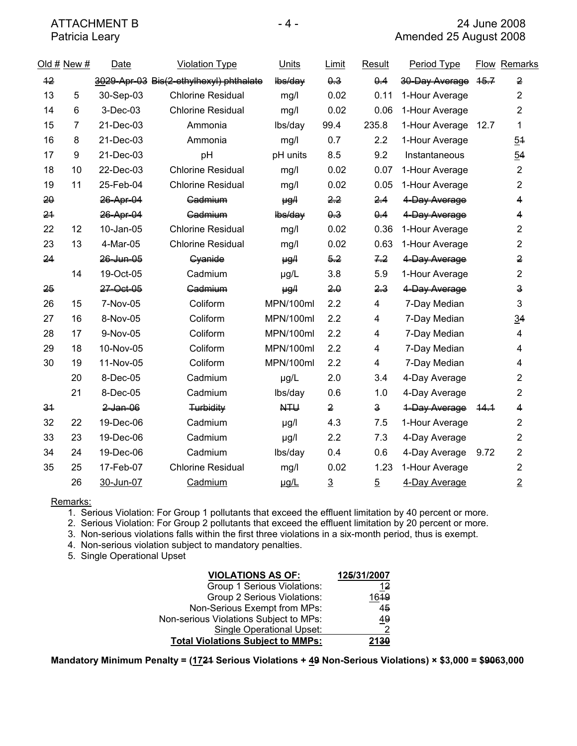| Old # | New # | Date | Violation Type | Units | Limit | Result | Period Type | Flow | Remarks |
|---|---|---|---|---|---|---|---|---|---|
| ~~12~~ | | ~~3029-Apr-03~~ | ~~Bis(2-ethylhexyl) phthalate~~ | ~~lbs/day~~ | ~~0.3~~ | ~~0.4~~ | ~~30-Day Average~~ | ~~15.7~~ | ~~2~~ |
| 13 | 5 | 30-Sep-03 | Chlorine Residual | mg/l | 0.02 | 0.11 | 1-Hour Average | | 2 |
| 14 | 6 | 3-Dec-03 | Chlorine Residual | mg/l | 0.02 | 0.06 | 1-Hour Average | | 2 |
| 15 | 7 | 21-Dec-03 | Ammonia | lbs/day | 99.4 | 235.8 | 1-Hour Average | 12.7 | 1 |
| 16 | 8 | 21-Dec-03 | Ammonia | mg/l | 0.7 | 2.2 | 1-Hour Average | | 5~~1~~ |
| 17 | 9 | 21-Dec-03 | pH | pH units | 8.5 | 9.2 | Instantaneous | | 5~~4~~ |
| 18 | 10 | 22-Dec-03 | Chlorine Residual | mg/l | 0.02 | 0.07 | 1-Hour Average | | 2 |
| 19 | 11 | 25-Feb-04 | Chlorine Residual | mg/l | 0.02 | 0.05 | 1-Hour Average | | 2 |
| ~~20~~ | | ~~26-Apr-04~~ | ~~Cadmium~~ | ~~µg/l~~ | ~~2.2~~ | ~~2.4~~ | ~~4-Day Average~~ | | ~~4~~ |
| ~~21~~ | | ~~26-Apr-04~~ | ~~Cadmium~~ | ~~lbs/day~~ | ~~0.3~~ | ~~0.4~~ | ~~4-Day Average~~ | | ~~4~~ |
| 22 | 12 | 10-Jan-05 | Chlorine Residual | mg/l | 0.02 | 0.36 | 1-Hour Average | | 2 |
| 23 | 13 | 4-Mar-05 | Chlorine Residual | mg/l | 0.02 | 0.63 | 1-Hour Average | | 2 |
| ~~24~~ | | ~~26-Jun-05~~ | ~~Cyanide~~ | ~~µg/l~~ | ~~5.2~~ | ~~7.2~~ | ~~4-Day Average~~ | | ~~2~~ |
| | 14 | 19-Oct-05 | Cadmium | µg/L | 3.8 | 5.9 | 1-Hour Average | | 2 |
| ~~25~~ | | ~~27-Oct-05~~ | ~~Cadmium~~ | ~~µg/l~~ | ~~2.0~~ | ~~2.3~~ | ~~4-Day Average~~ | | ~~3~~ |
| 26 | 15 | 7-Nov-05 | Coliform | MPN/100ml | 2.2 | 4 | 7-Day Median | | 3 |
| 27 | 16 | 8-Nov-05 | Coliform | MPN/100ml | 2.2 | 4 | 7-Day Median | | 3~~4~~ |
| 28 | 17 | 9-Nov-05 | Coliform | MPN/100ml | 2.2 | 4 | 7-Day Median | | 4 |
| 29 | 18 | 10-Nov-05 | Coliform | MPN/100ml | 2.2 | 4 | 7-Day Median | | 4 |
| 30 | 19 | 11-Nov-05 | Coliform | MPN/100ml | 2.2 | 4 | 7-Day Median | | 4 |
| | 20 | 8-Dec-05 | Cadmium | µg/L | 2.0 | 3.4 | 4-Day Average | | 2 |
| | 21 | 8-Dec-05 | Cadmium | lbs/day | 0.6 | 1.0 | 4-Day Average | | 2 |
| ~~31~~ | | ~~2-Jan-06~~ | ~~Turbidity~~ | ~~NTU~~ | ~~2~~ | ~~3~~ | ~~1-Day Average~~ | ~~14.1~~ | ~~4~~ |
| 32 | 22 | 19-Dec-06 | Cadmium | µg/l | 4.3 | 7.5 | 1-Hour Average | | 2 |
| 33 | 23 | 19-Dec-06 | Cadmium | µg/l | 2.2 | 7.3 | 4-Day Average | | 2 |
| 34 | 24 | 19-Dec-06 | Cadmium | lbs/day | 0.4 | 0.6 | 4-Day Average | 9.72 | 2 |
| 35 | 25 | 17-Feb-07 | Chlorine Residual | mg/l | 0.02 | 1.23 | 1-Hour Average | | 2 |
| | 26 | 30-Jun-07 | Cadmium | µg/L | 3 | 5 | 4-Day Average | | 2 |

Remarks:

1. Serious Violation: For Group 1 pollutants that exceed the effluent limitation by 40 percent or more.
2. Serious Violation: For Group 2 pollutants that exceed the effluent limitation by 20 percent or more.
3. Non-serious violations falls within the first three violations in a six-month period, thus is exempt.
4. Non-serious violation subject to mandatory penalties.
5. Single Operational Upset

| **VIOLATIONS AS OF:** | **12~~5~~/31/2007** |
|---|---|
| Group 1 Serious Violations: | 1~~2~~ |
| Group 2 Serious Violations: | 16~~19~~ |
| Non-Serious Exempt from MPs: | 4~~5~~ |
| Non-serious Violations Subject to MPs: | 4~~9~~ |
| Single Operational Upset: | 2 |
| **Total Violations Subject to MMPs:** | **21~~30~~** |

**Mandatory Minimum Penalty = (17~~21~~ Serious Violations + 4~~9~~ Non-Serious Violations) × $3,000 = $~~90~~63,000**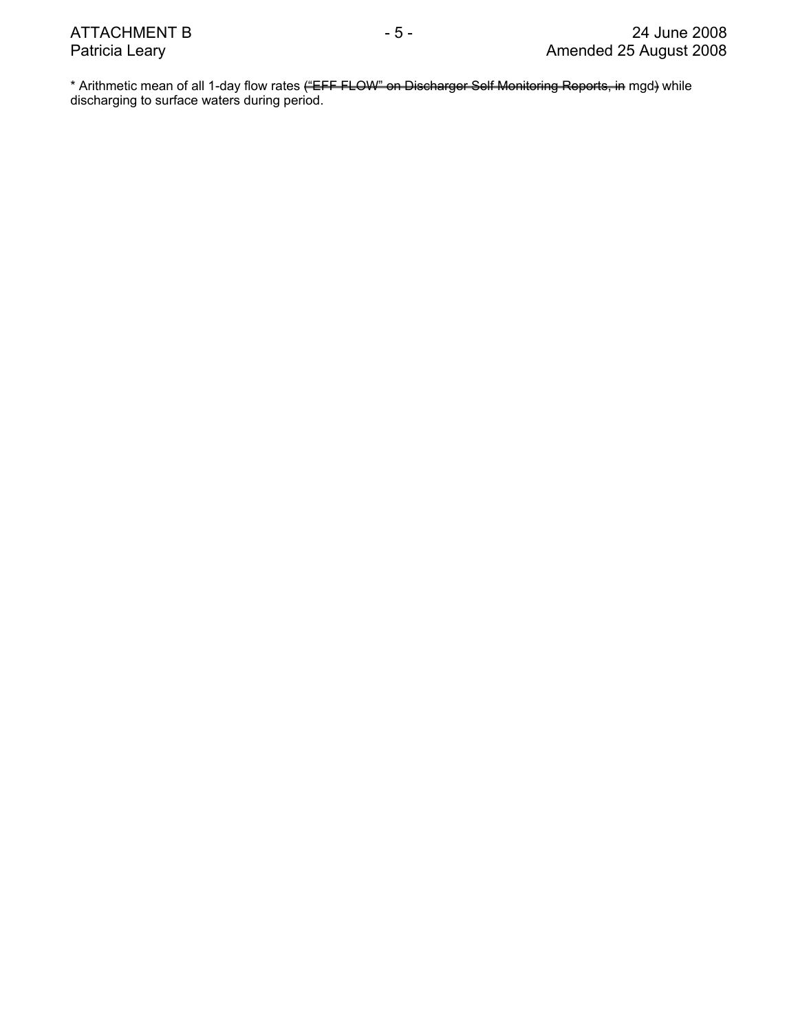* Arithmetic mean of all 1-day flow rates ~~("EFF FLOW" on Discharger Self Monitoring Reports, in~~ mgd~~)~~ while discharging to surface waters during period.